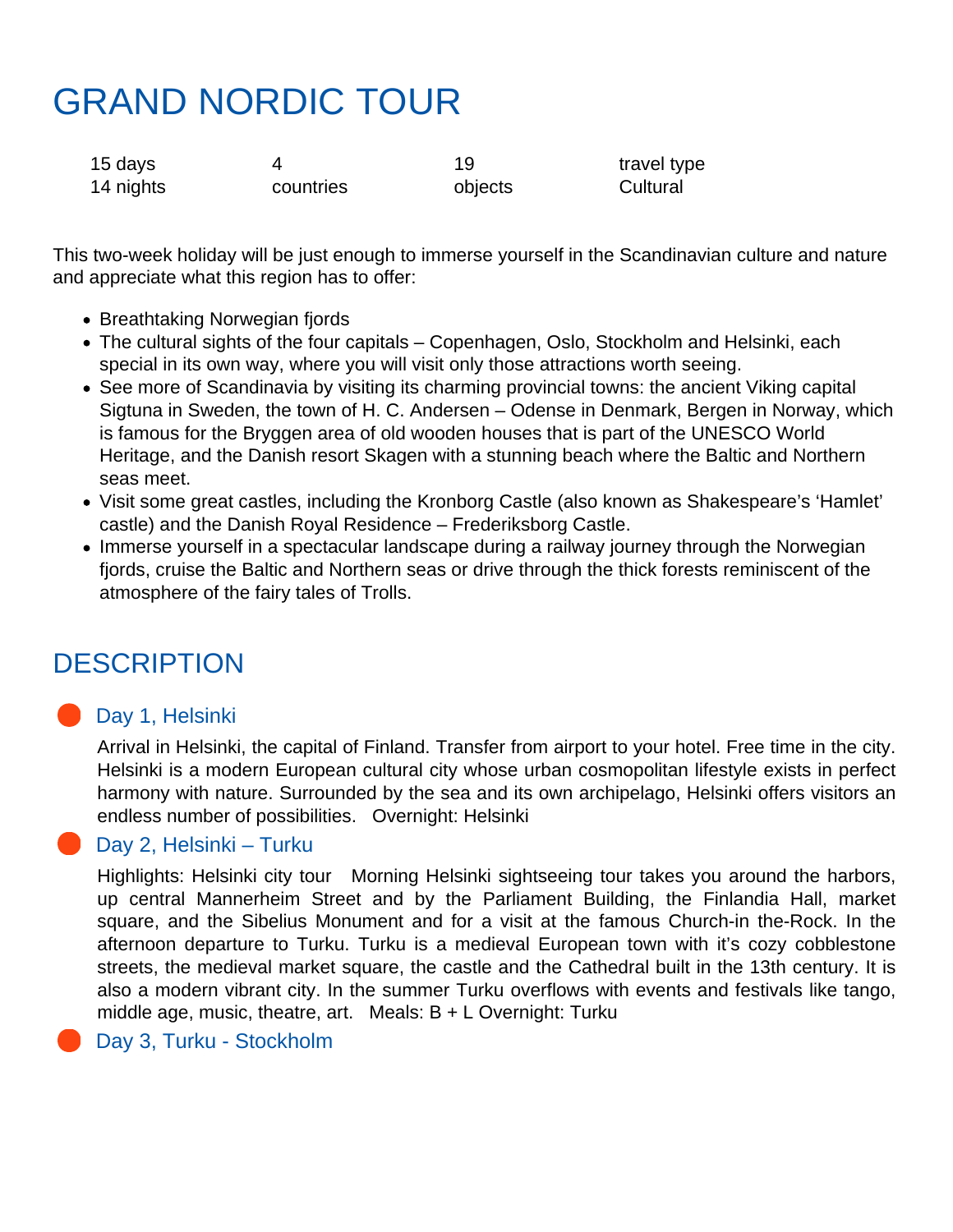# GRAND NORDIC TOUR

| 15 days | 4 | 19 | travel type |
|---|---|---|---|
| 14 nights | countries | objects | Cultural |

This two-week holiday will be just enough to immerse yourself in the Scandinavian culture and nature and appreciate what this region has to offer:

- Breathtaking Norwegian fjords
- The cultural sights of the four capitals – Copenhagen, Oslo, Stockholm and Helsinki, each special in its own way, where you will visit only those attractions worth seeing.
- See more of Scandinavia by visiting its charming provincial towns: the ancient Viking capital Sigtuna in Sweden, the town of H. C. Andersen – Odense in Denmark, Bergen in Norway, which is famous for the Bryggen area of old wooden houses that is part of the UNESCO World Heritage, and the Danish resort Skagen with a stunning beach where the Baltic and Northern seas meet.
- Visit some great castles, including the Kronborg Castle (also known as Shakespeare's 'Hamlet' castle) and the Danish Royal Residence – Frederiksborg Castle.
- Immerse yourself in a spectacular landscape during a railway journey through the Norwegian fjords, cruise the Baltic and Northern seas or drive through the thick forests reminiscent of the atmosphere of the fairy tales of Trolls.

## DESCRIPTION

### Day 1, Helsinki

Arrival in Helsinki, the capital of Finland. Transfer from airport to your hotel. Free time in the city. Helsinki is a modern European cultural city whose urban cosmopolitan lifestyle exists in perfect harmony with nature. Surrounded by the sea and its own archipelago, Helsinki offers visitors an endless number of possibilities. Overnight: Helsinki

### Day 2, Helsinki – Turku

Highlights: Helsinki city tour Morning Helsinki sightseeing tour takes you around the harbors, up central Mannerheim Street and by the Parliament Building, the Finlandia Hall, market square, and the Sibelius Monument and for a visit at the famous Church-in the-Rock. In the afternoon departure to Turku. Turku is a medieval European town with it's cozy cobblestone streets, the medieval market square, the castle and the Cathedral built in the 13th century. It is also a modern vibrant city. In the summer Turku overflows with events and festivals like tango, middle age, music, theatre, art. Meals: B + L Overnight: Turku

### Day 3, Turku - Stockholm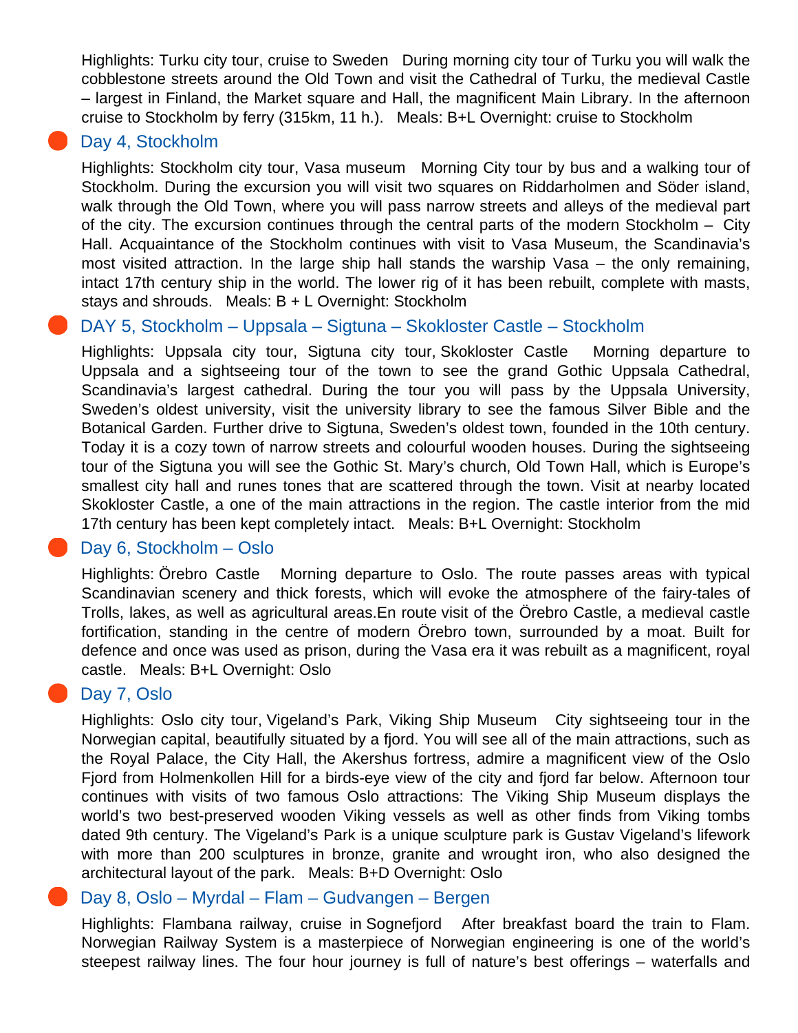Highlights: Turku city tour, cruise to Sweden During morning city tour of Turku you will walk the cobblestone streets around the Old Town and visit the Cathedral of Turku, the medieval Castle – largest in Finland, the Market square and Hall, the magnificent Main Library. In the afternoon cruise to Stockholm by ferry (315km, 11 h.). Meals: B+L Overnight: cruise to Stockholm

## Day 4, Stockholm

Highlights: Stockholm city tour, Vasa museum Morning City tour by bus and a walking tour of Stockholm. During the excursion you will visit two squares on Riddarholmen and Söder island, walk through the Old Town, where you will pass narrow streets and alleys of the medieval part of the city. The excursion continues through the central parts of the modern Stockholm – City Hall. Acquaintance of the Stockholm continues with visit to Vasa Museum, the Scandinavia's most visited attraction. In the large ship hall stands the warship Vasa – the only remaining, intact 17th century ship in the world. The lower rig of it has been rebuilt, complete with masts, stays and shrouds. Meals: B + L Overnight: Stockholm

## DAY 5, Stockholm – Uppsala – Sigtuna – Skokloster Castle – Stockholm

Highlights: Uppsala city tour, Sigtuna city tour, Skokloster Castle Morning departure to Uppsala and a sightseeing tour of the town to see the grand Gothic Uppsala Cathedral, Scandinavia's largest cathedral. During the tour you will pass by the Uppsala University, Sweden's oldest university, visit the university library to see the famous Silver Bible and the Botanical Garden. Further drive to Sigtuna, Sweden's oldest town, founded in the 10th century. Today it is a cozy town of narrow streets and colourful wooden houses. During the sightseeing tour of the Sigtuna you will see the Gothic St. Mary's church, Old Town Hall, which is Europe's smallest city hall and runes tones that are scattered through the town. Visit at nearby located Skokloster Castle, a one of the main attractions in the region. The castle interior from the mid 17th century has been kept completely intact. Meals: B+L Overnight: Stockholm

## Day 6, Stockholm – Oslo

Highlights: Örebro Castle Morning departure to Oslo. The route passes areas with typical Scandinavian scenery and thick forests, which will evoke the atmosphere of the fairy-tales of Trolls, lakes, as well as agricultural areas.En route visit of the Örebro Castle, a medieval castle fortification, standing in the centre of modern Örebro town, surrounded by a moat. Built for defence and once was used as prison, during the Vasa era it was rebuilt as a magnificent, royal castle. Meals: B+L Overnight: Oslo

## Day 7, Oslo

Highlights: Oslo city tour, Vigeland's Park, Viking Ship Museum City sightseeing tour in the Norwegian capital, beautifully situated by a fjord. You will see all of the main attractions, such as the Royal Palace, the City Hall, the Akershus fortress, admire a magnificent view of the Oslo Fjord from Holmenkollen Hill for a birds-eye view of the city and fjord far below. Afternoon tour continues with visits of two famous Oslo attractions: The Viking Ship Museum displays the world's two best-preserved wooden Viking vessels as well as other finds from Viking tombs dated 9th century. The Vigeland's Park is a unique sculpture park is Gustav Vigeland's lifework with more than 200 sculptures in bronze, granite and wrought iron, who also designed the architectural layout of the park. Meals: B+D Overnight: Oslo

## Day 8, Oslo – Myrdal – Flam – Gudvangen – Bergen

Highlights: Flambana railway, cruise in Sognefjord After breakfast board the train to Flam. Norwegian Railway System is a masterpiece of Norwegian engineering is one of the world's steepest railway lines. The four hour journey is full of nature's best offerings – waterfalls and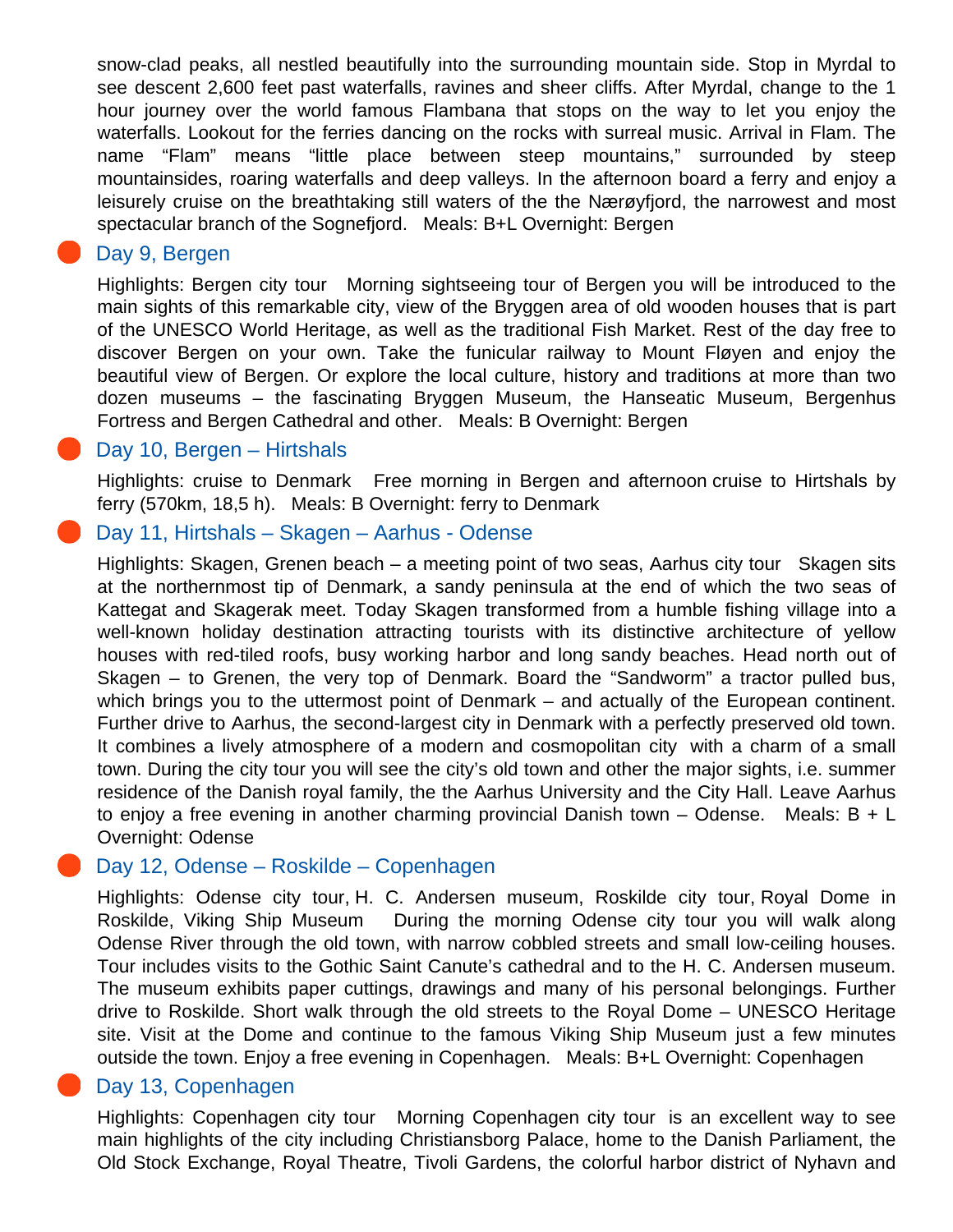snow-clad peaks, all nestled beautifully into the surrounding mountain side. Stop in Myrdal to see descent 2,600 feet past waterfalls, ravines and sheer cliffs. After Myrdal, change to the 1 hour journey over the world famous Flambana that stops on the way to let you enjoy the waterfalls. Lookout for the ferries dancing on the rocks with surreal music. Arrival in Flam. The name “Flam” means “little place between steep mountains,” surrounded by steep mountainsides, roaring waterfalls and deep valleys. In the afternoon board a ferry and enjoy a leisurely cruise on the breathtaking still waters of the the Nærøyfjord, the narrowest and most spectacular branch of the Sognefjord.   Meals: B+L Overnight: Bergen

## Day 9, Bergen

Highlights: Bergen city tour   Morning sightseeing tour of Bergen you will be introduced to the main sights of this remarkable city, view of the Bryggen area of old wooden houses that is part of the UNESCO World Heritage, as well as the traditional Fish Market. Rest of the day free to discover Bergen on your own. Take the funicular railway to Mount Fløyen and enjoy the beautiful view of Bergen. Or explore the local culture, history and traditions at more than two dozen museums – the fascinating Bryggen Museum, the Hanseatic Museum, Bergenhus Fortress and Bergen Cathedral and other.   Meals: B Overnight: Bergen

## Day 10, Bergen – Hirtshals

Highlights: cruise to Denmark   Free morning in Bergen and afternoon cruise to Hirtshals by ferry (570km, 18,5 h).   Meals: B Overnight: ferry to Denmark

## Day 11, Hirtshals – Skagen – Aarhus - Odense

Highlights: Skagen, Grenen beach – a meeting point of two seas, Aarhus city tour   Skagen sits at the northernmost tip of Denmark, a sandy peninsula at the end of which the two seas of Kattegat and Skagerak meet. Today Skagen transformed from a humble fishing village into a well-known holiday destination attracting tourists with its distinctive architecture of yellow houses with red-tiled roofs, busy working harbor and long sandy beaches. Head north out of Skagen – to Grenen, the very top of Denmark. Board the “Sandworm” a tractor pulled bus, which brings you to the uttermost point of Denmark – and actually of the European continent. Further drive to Aarhus, the second-largest city in Denmark with a perfectly preserved old town. It combines a lively atmosphere of a modern and cosmopolitan city with a charm of a small town. During the city tour you will see the city’s old town and other the major sights, i.e. summer residence of the Danish royal family, the the Aarhus University and the City Hall. Leave Aarhus to enjoy a free evening in another charming provincial Danish town – Odense.   Meals: B + L Overnight: Odense

## Day 12, Odense – Roskilde – Copenhagen

Highlights: Odense city tour, H. C. Andersen museum, Roskilde city tour, Royal Dome in Roskilde, Viking Ship Museum   During the morning Odense city tour you will walk along Odense River through the old town, with narrow cobbled streets and small low-ceiling houses. Tour includes visits to the Gothic Saint Canute’s cathedral and to the H. C. Andersen museum. The museum exhibits paper cuttings, drawings and many of his personal belongings. Further drive to Roskilde. Short walk through the old streets to the Royal Dome – UNESCO Heritage site. Visit at the Dome and continue to the famous Viking Ship Museum just a few minutes outside the town. Enjoy a free evening in Copenhagen.   Meals: B+L Overnight: Copenhagen

## Day 13, Copenhagen

Highlights: Copenhagen city tour   Morning Copenhagen city tour is an excellent way to see main highlights of the city including Christiansborg Palace, home to the Danish Parliament, the Old Stock Exchange, Royal Theatre, Tivoli Gardens, the colorful harbor district of Nyhavn and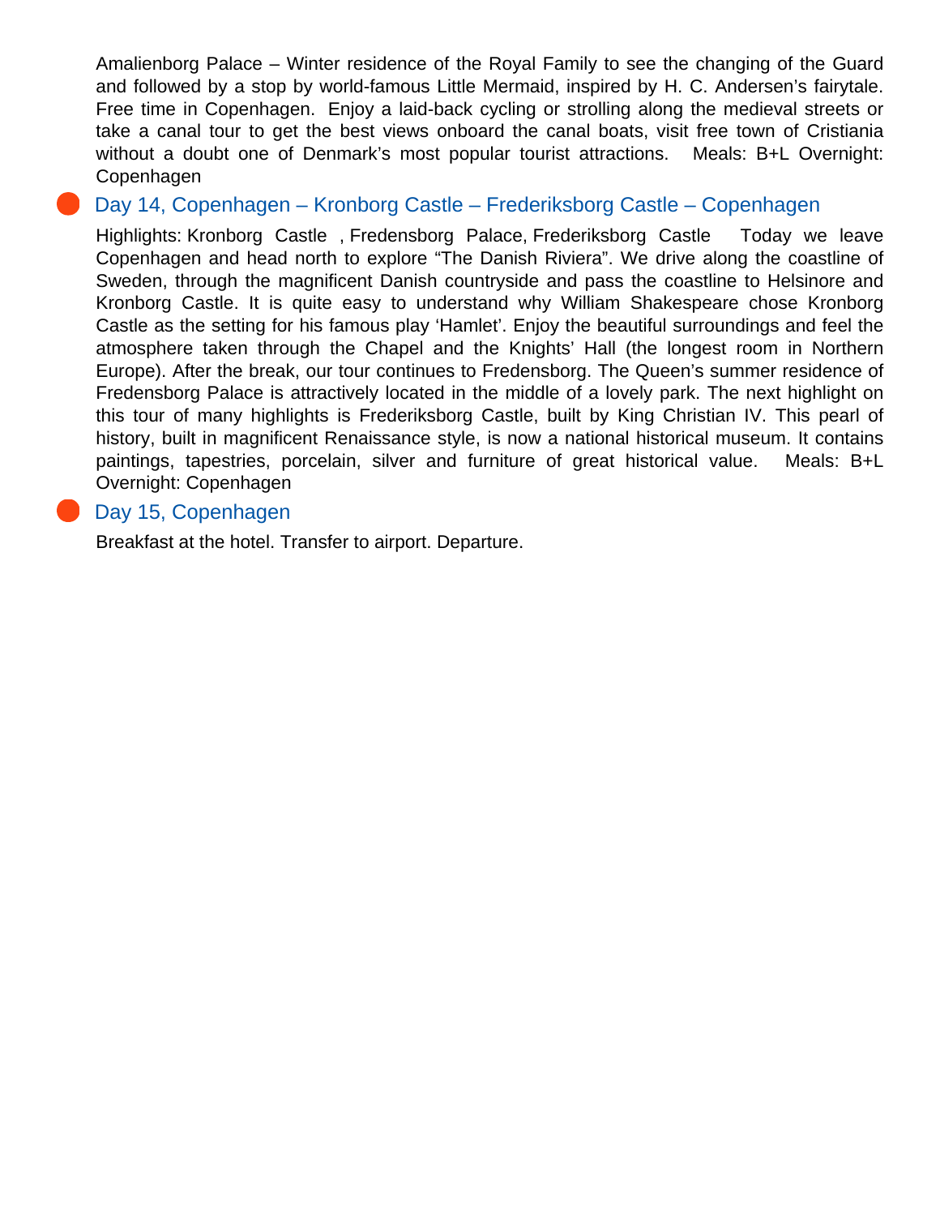Amalienborg Palace – Winter residence of the Royal Family to see the changing of the Guard and followed by a stop by world-famous Little Mermaid, inspired by H. C. Andersen's fairytale. Free time in Copenhagen. Enjoy a laid-back cycling or strolling along the medieval streets or take a canal tour to get the best views onboard the canal boats, visit free town of Cristiania without a doubt one of Denmark's most popular tourist attractions. Meals: B+L Overnight: Copenhagen

## Day 14, Copenhagen – Kronborg Castle – Frederiksborg Castle – Copenhagen

Highlights: Kronborg Castle , Fredensborg Palace, Frederiksborg Castle Today we leave Copenhagen and head north to explore "The Danish Riviera". We drive along the coastline of Sweden, through the magnificent Danish countryside and pass the coastline to Helsinore and Kronborg Castle. It is quite easy to understand why William Shakespeare chose Kronborg Castle as the setting for his famous play 'Hamlet'. Enjoy the beautiful surroundings and feel the atmosphere taken through the Chapel and the Knights' Hall (the longest room in Northern Europe). After the break, our tour continues to Fredensborg. The Queen's summer residence of Fredensborg Palace is attractively located in the middle of a lovely park. The next highlight on this tour of many highlights is Frederiksborg Castle, built by King Christian IV. This pearl of history, built in magnificent Renaissance style, is now a national historical museum. It contains paintings, tapestries, porcelain, silver and furniture of great historical value. Meals: B+L Overnight: Copenhagen

## Day 15, Copenhagen

Breakfast at the hotel. Transfer to airport. Departure.